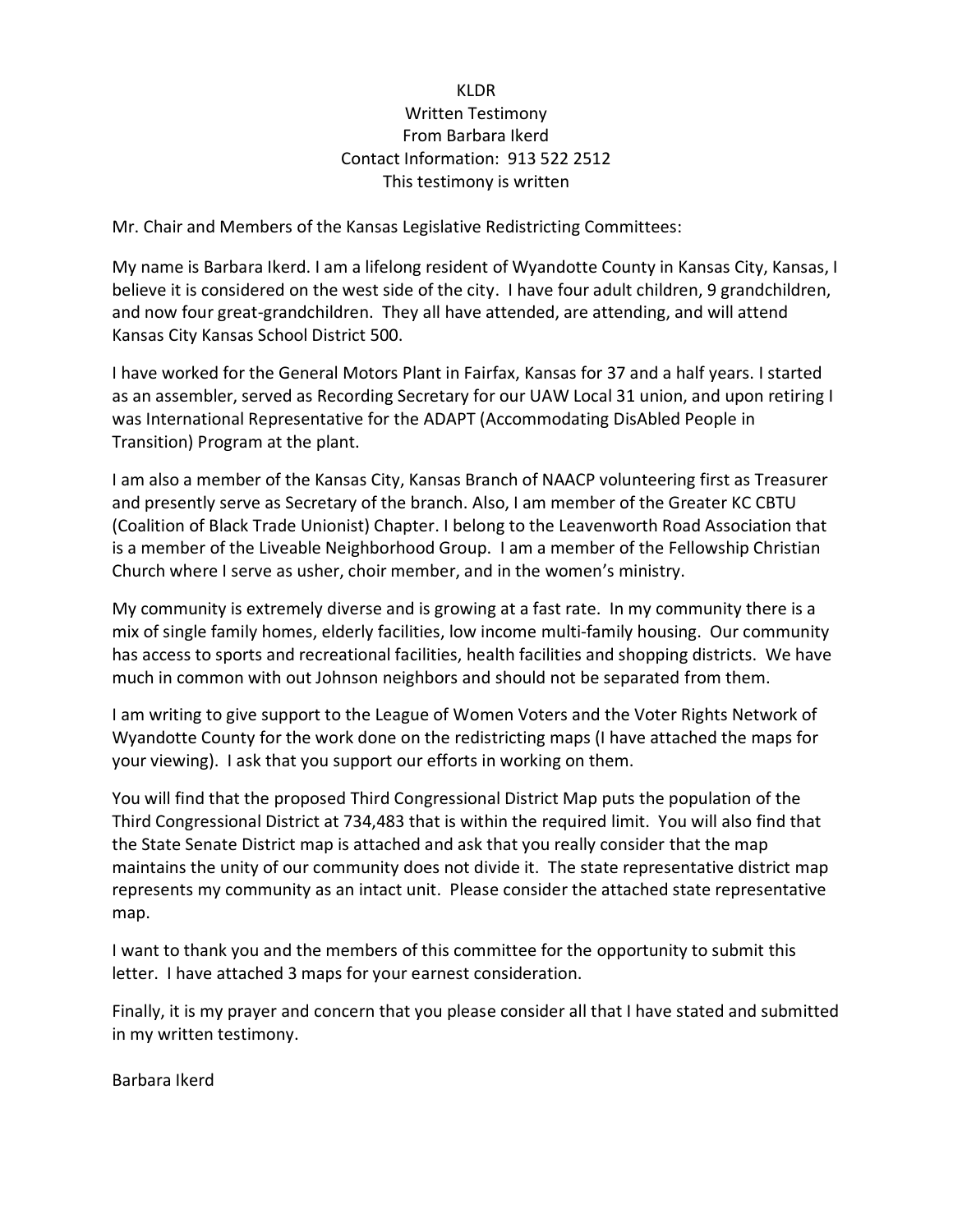KLDR
Written Testimony
From Barbara Ikerd
Contact Information: 913 522 2512
This testimony is written

Mr. Chair and Members of the Kansas Legislative Redistricting Committees:

My name is Barbara Ikerd. I am a lifelong resident of Wyandotte County in Kansas City, Kansas, I believe it is considered on the west side of the city. I have four adult children, 9 grandchildren, and now four great-grandchildren. They all have attended, are attending, and will attend Kansas City Kansas School District 500.

I have worked for the General Motors Plant in Fairfax, Kansas for 37 and a half years. I started as an assembler, served as Recording Secretary for our UAW Local 31 union, and upon retiring I was International Representative for the ADAPT (Accommodating DisAbled People in Transition) Program at the plant.

I am also a member of the Kansas City, Kansas Branch of NAACP volunteering first as Treasurer and presently serve as Secretary of the branch. Also, I am member of the Greater KC CBTU (Coalition of Black Trade Unionist) Chapter. I belong to the Leavenworth Road Association that is a member of the Liveable Neighborhood Group. I am a member of the Fellowship Christian Church where I serve as usher, choir member, and in the women's ministry.

My community is extremely diverse and is growing at a fast rate. In my community there is a mix of single family homes, elderly facilities, low income multi-family housing. Our community has access to sports and recreational facilities, health facilities and shopping districts. We have much in common with out Johnson neighbors and should not be separated from them.

I am writing to give support to the League of Women Voters and the Voter Rights Network of Wyandotte County for the work done on the redistricting maps (I have attached the maps for your viewing). I ask that you support our efforts in working on them.

You will find that the proposed Third Congressional District Map puts the population of the Third Congressional District at 734,483 that is within the required limit. You will also find that the State Senate District map is attached and ask that you really consider that the map maintains the unity of our community does not divide it. The state representative district map represents my community as an intact unit. Please consider the attached state representative map.

I want to thank you and the members of this committee for the opportunity to submit this letter. I have attached 3 maps for your earnest consideration.

Finally, it is my prayer and concern that you please consider all that I have stated and submitted in my written testimony.

Barbara Ikerd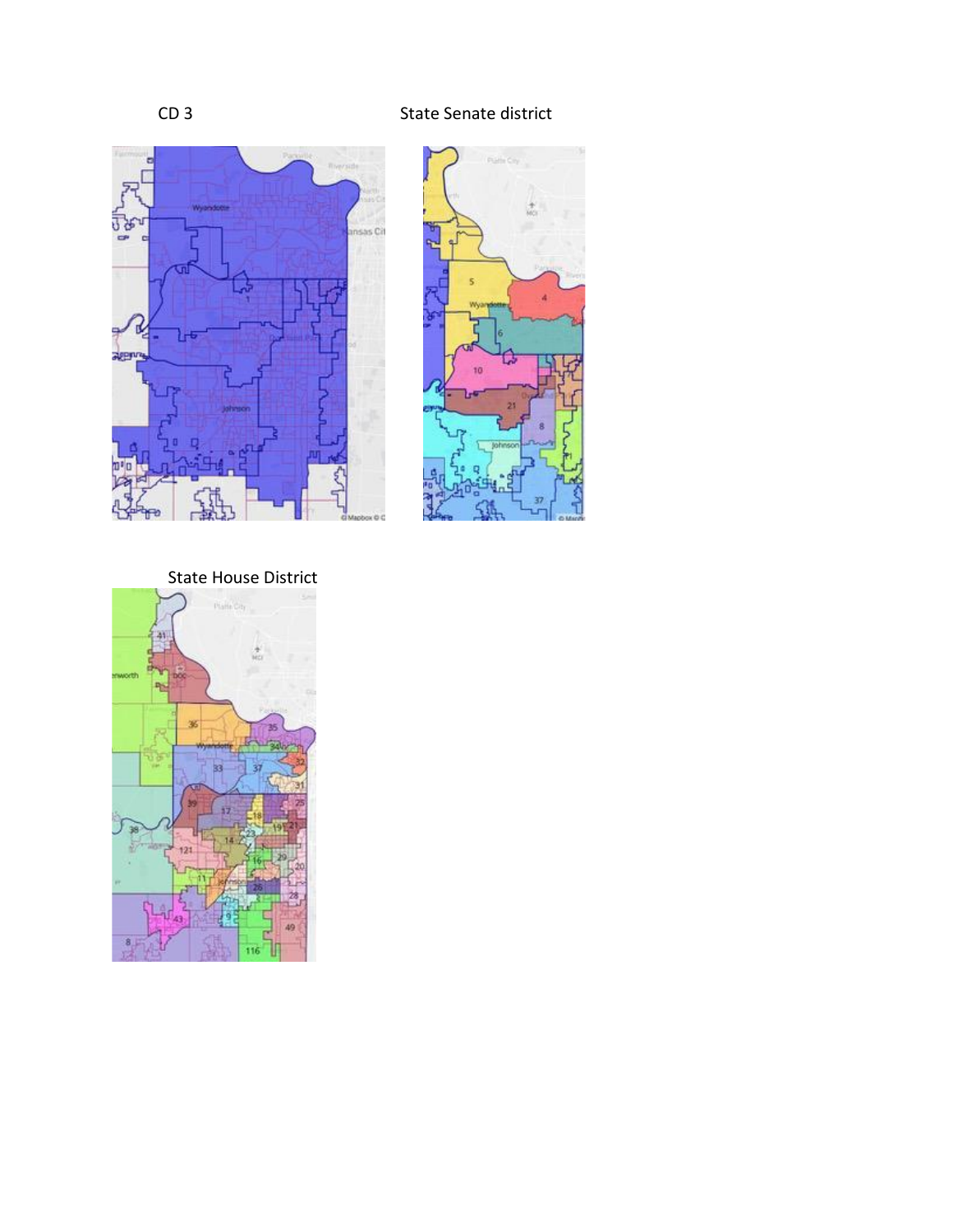CD 3

State Senate district

State House District